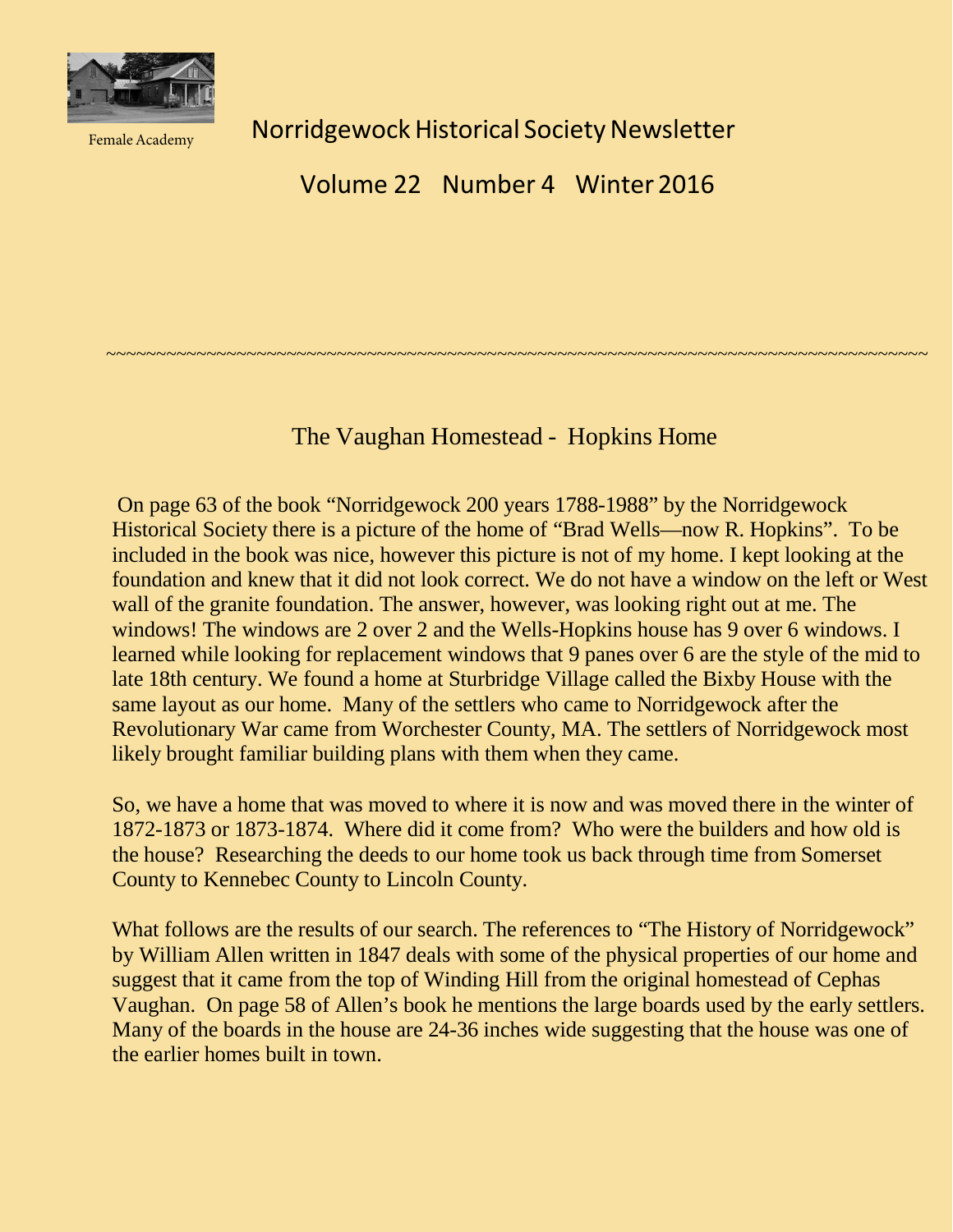Female Academy

# Norridgewock Historical Society Newsletter

## Volume 22 Number 4 Winter 2016

~~~~~~~~~~~~~~~~~~~~~~~~~~~~~~~~~~~~~~~~~~~~~~~~~~~~~~~~~~~~~~~~~~~~~~~~~~~~~~~~~~~~~~~~

## The Vaughan Homestead - Hopkins Home

On page 63 of the book "Norridgewock 200 years 1788-1988" by the Norridgewock Historical Society there is a picture of the home of "Brad Wells—now R. Hopkins". To be included in the book was nice, however this picture is not of my home. I kept looking at the foundation and knew that it did not look correct. We do not have a window on the left or West wall of the granite foundation. The answer, however, was looking right out at me. The windows! The windows are 2 over 2 and the Wells-Hopkins house has 9 over 6 windows. I learned while looking for replacement windows that 9 panes over 6 are the style of the mid to late 18th century. We found a home at Sturbridge Village called the Bixby House with the same layout as our home. Many of the settlers who came to Norridgewock after the Revolutionary War came from Worchester County, MA. The settlers of Norridgewock most likely brought familiar building plans with them when they came.

So, we have a home that was moved to where it is now and was moved there in the winter of 1872-1873 or 1873-1874. Where did it come from? Who were the builders and how old is the house? Researching the deeds to our home took us back through time from Somerset County to Kennebec County to Lincoln County.

What follows are the results of our search. The references to "The History of Norridgewock" by William Allen written in 1847 deals with some of the physical properties of our home and suggest that it came from the top of Winding Hill from the original homestead of Cephas Vaughan. On page 58 of Allen's book he mentions the large boards used by the early settlers. Many of the boards in the house are 24-36 inches wide suggesting that the house was one of the earlier homes built in town.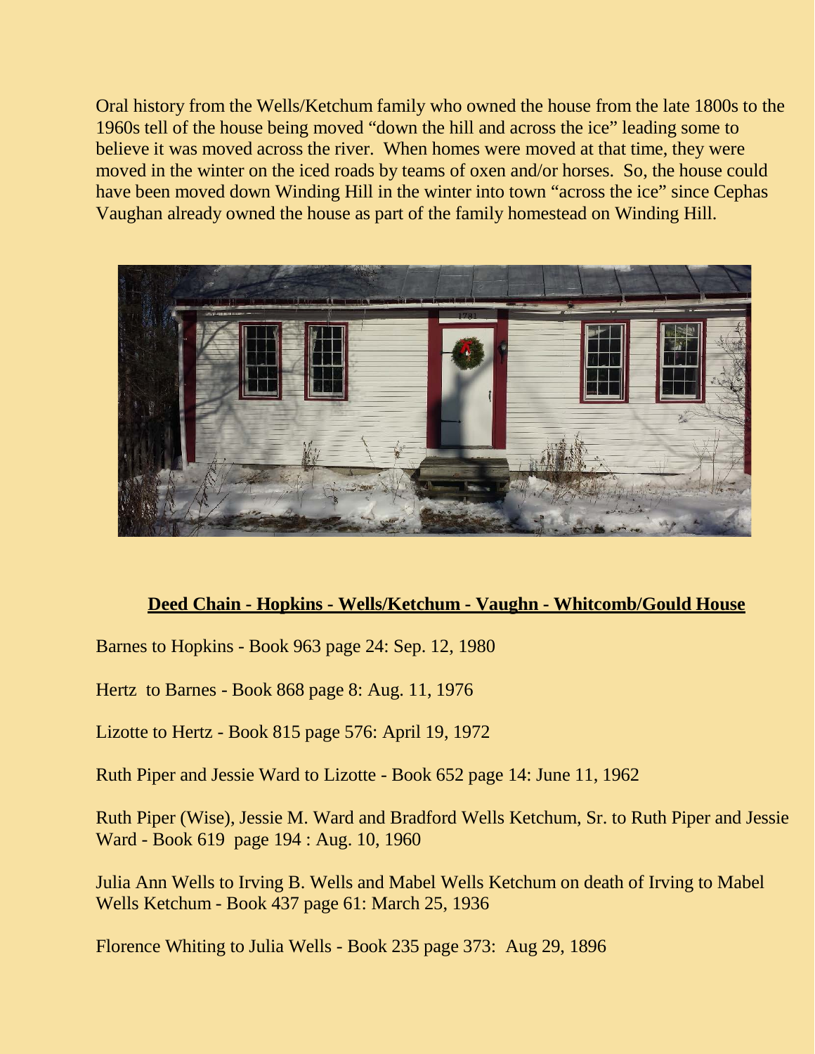Oral history from the Wells/Ketchum family who owned the house from the late 1800s to the 1960s tell of the house being moved "down the hill and across the ice" leading some to believe it was moved across the river. When homes were moved at that time, they were moved in the winter on the iced roads by teams of oxen and/or horses. So, the house could have been moved down Winding Hill in the winter into town "across the ice" since Cephas Vaughan already owned the house as part of the family homestead on Winding Hill.

**Deed Chain - Hopkins - Wells/Ketchum - Vaughn - Whitcomb/Gould House**

Barnes to Hopkins - Book 963 page 24: Sep. 12, 1980

Hertz to Barnes - Book 868 page 8: Aug. 11, 1976

Lizotte to Hertz - Book 815 page 576: April 19, 1972

Ruth Piper and Jessie Ward to Lizotte - Book 652 page 14: June 11, 1962

Ruth Piper (Wise), Jessie M. Ward and Bradford Wells Ketchum, Sr. to Ruth Piper and Jessie Ward - Book 619 page 194 : Aug. 10, 1960

Julia Ann Wells to Irving B. Wells and Mabel Wells Ketchum on death of Irving to Mabel Wells Ketchum - Book 437 page 61: March 25, 1936

Florence Whiting to Julia Wells - Book 235 page 373: Aug 29, 1896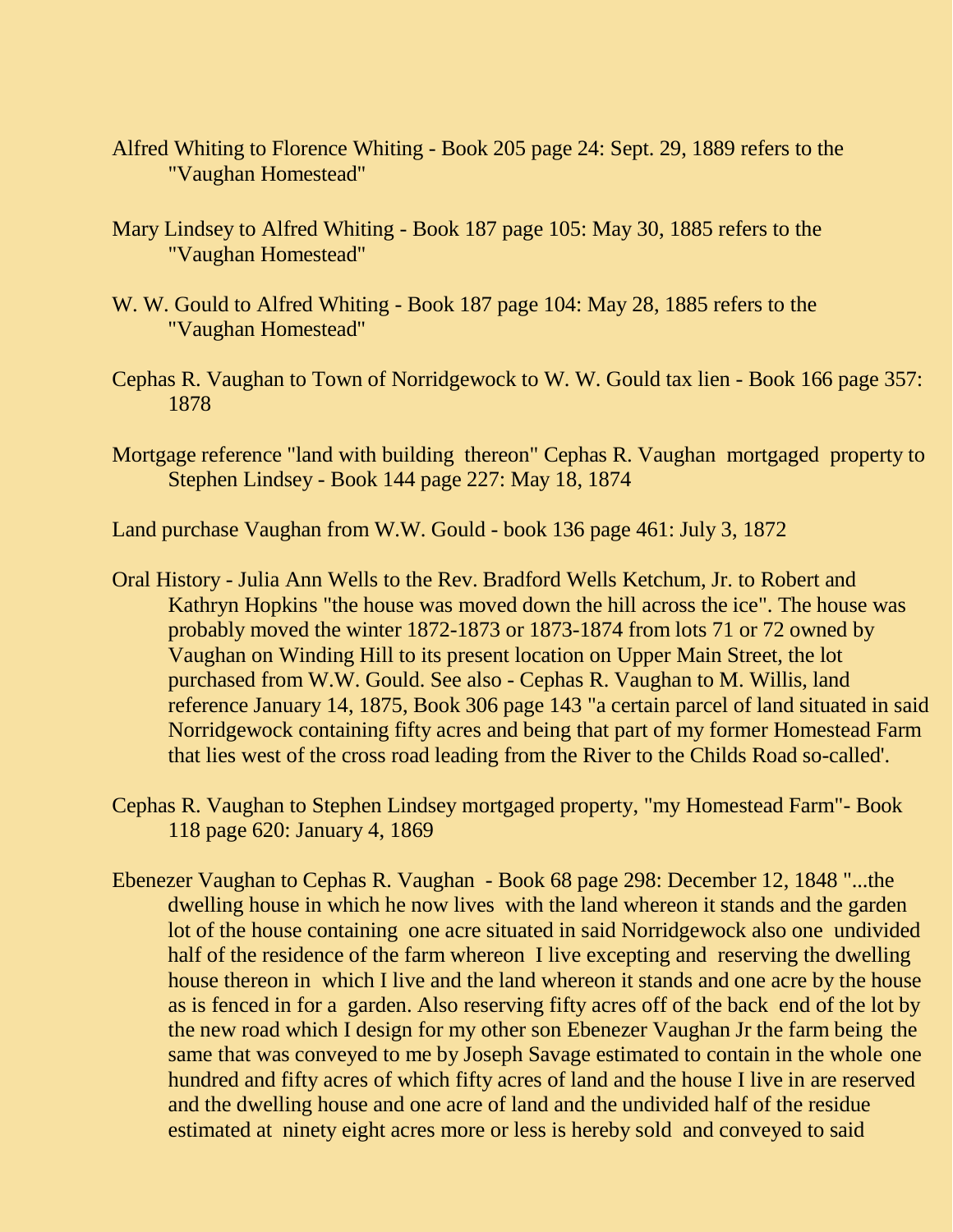Alfred Whiting to Florence Whiting - Book 205 page 24: Sept. 29, 1889 refers to the "Vaughan Homestead"

Mary Lindsey to Alfred Whiting - Book 187 page 105: May 30, 1885 refers to the "Vaughan Homestead"

W. W. Gould to Alfred Whiting - Book 187 page 104: May 28, 1885 refers to the "Vaughan Homestead"

Cephas R. Vaughan to Town of Norridgewock to W. W. Gould tax lien - Book 166 page 357: 1878

Mortgage reference "land with building thereon" Cephas R. Vaughan mortgaged property to Stephen Lindsey - Book 144 page 227: May 18, 1874

Land purchase Vaughan from W.W. Gould - book 136 page 461: July 3, 1872

Oral History - Julia Ann Wells to the Rev. Bradford Wells Ketchum, Jr. to Robert and Kathryn Hopkins "the house was moved down the hill across the ice". The house was probably moved the winter 1872-1873 or 1873-1874 from lots 71 or 72 owned by Vaughan on Winding Hill to its present location on Upper Main Street, the lot purchased from W.W. Gould. See also - Cephas R. Vaughan to M. Willis, land reference January 14, 1875, Book 306 page 143 "a certain parcel of land situated in said Norridgewock containing fifty acres and being that part of my former Homestead Farm that lies west of the cross road leading from the River to the Childs Road so-called'.

Cephas R. Vaughan to Stephen Lindsey mortgaged property, "my Homestead Farm"- Book 118 page 620: January 4, 1869

Ebenezer Vaughan to Cephas R. Vaughan - Book 68 page 298: December 12, 1848 "...the dwelling house in which he now lives with the land whereon it stands and the garden lot of the house containing one acre situated in said Norridgewock also one undivided half of the residence of the farm whereon I live excepting and reserving the dwelling house thereon in which I live and the land whereon it stands and one acre by the house as is fenced in for a garden. Also reserving fifty acres off of the back end of the lot by the new road which I design for my other son Ebenezer Vaughan Jr the farm being the same that was conveyed to me by Joseph Savage estimated to contain in the whole one hundred and fifty acres of which fifty acres of land and the house I live in are reserved and the dwelling house and one acre of land and the undivided half of the residue estimated at ninety eight acres more or less is hereby sold and conveyed to said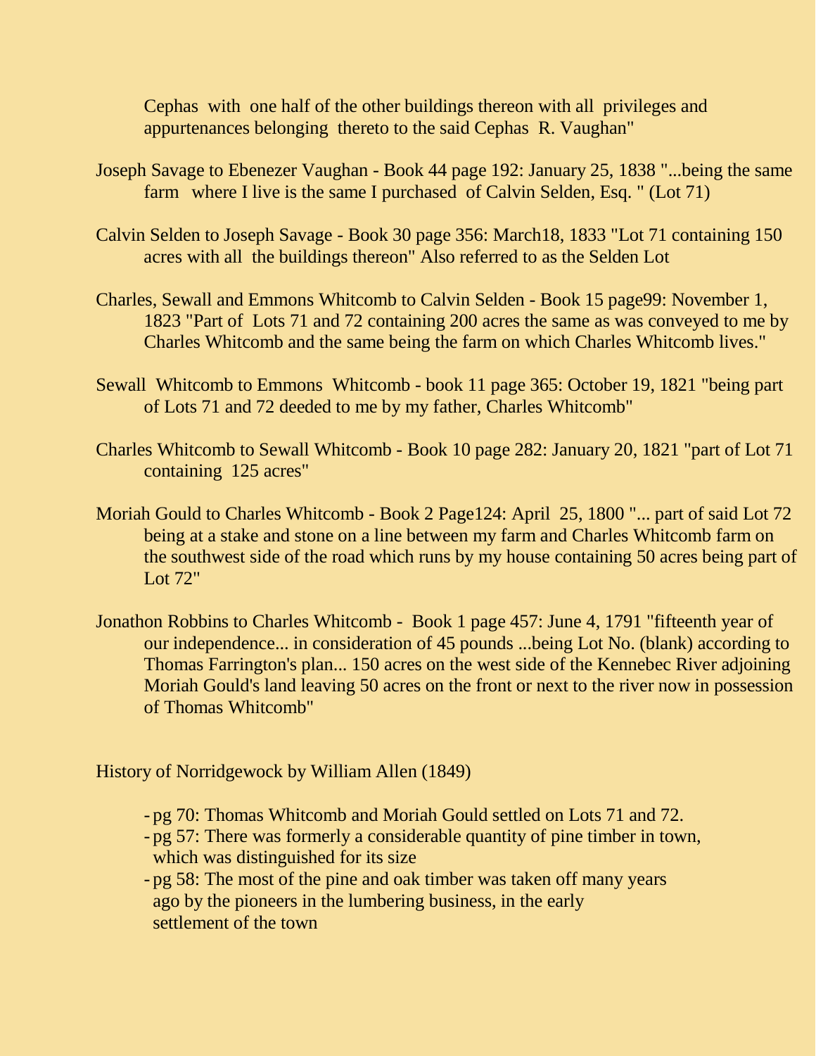Cephas with one half of the other buildings thereon with all privileges and appurtenances belonging thereto to the said Cephas R. Vaughan"

Joseph Savage to Ebenezer Vaughan - Book 44 page 192: January 25, 1838 "...being the same farm where I live is the same I purchased of Calvin Selden, Esq. " (Lot 71)

Calvin Selden to Joseph Savage - Book 30 page 356: March18, 1833 "Lot 71 containing 150 acres with all the buildings thereon" Also referred to as the Selden Lot

Charles, Sewall and Emmons Whitcomb to Calvin Selden - Book 15 page99: November 1, 1823 "Part of Lots 71 and 72 containing 200 acres the same as was conveyed to me by Charles Whitcomb and the same being the farm on which Charles Whitcomb lives."

Sewall Whitcomb to Emmons Whitcomb - book 11 page 365: October 19, 1821 "being part of Lots 71 and 72 deeded to me by my father, Charles Whitcomb"

Charles Whitcomb to Sewall Whitcomb - Book 10 page 282: January 20, 1821 "part of Lot 71 containing 125 acres"

Moriah Gould to Charles Whitcomb - Book 2 Page124: April 25, 1800 "... part of said Lot 72 being at a stake and stone on a line between my farm and Charles Whitcomb farm on the southwest side of the road which runs by my house containing 50 acres being part of Lot 72"

Jonathon Robbins to Charles Whitcomb - Book 1 page 457: June 4, 1791 "fifteenth year of our independence... in consideration of 45 pounds ...being Lot No. (blank) according to Thomas Farrington's plan... 150 acres on the west side of the Kennebec River adjoining Moriah Gould's land leaving 50 acres on the front or next to the river now in possession of Thomas Whitcomb"

History of Norridgewock by William Allen (1849)

- pg 70: Thomas Whitcomb and Moriah Gould settled on Lots 71 and 72.
- pg 57: There was formerly a considerable quantity of pine timber in town, which was distinguished for its size
- pg 58: The most of the pine and oak timber was taken off many years ago by the pioneers in the lumbering business, in the early settlement of the town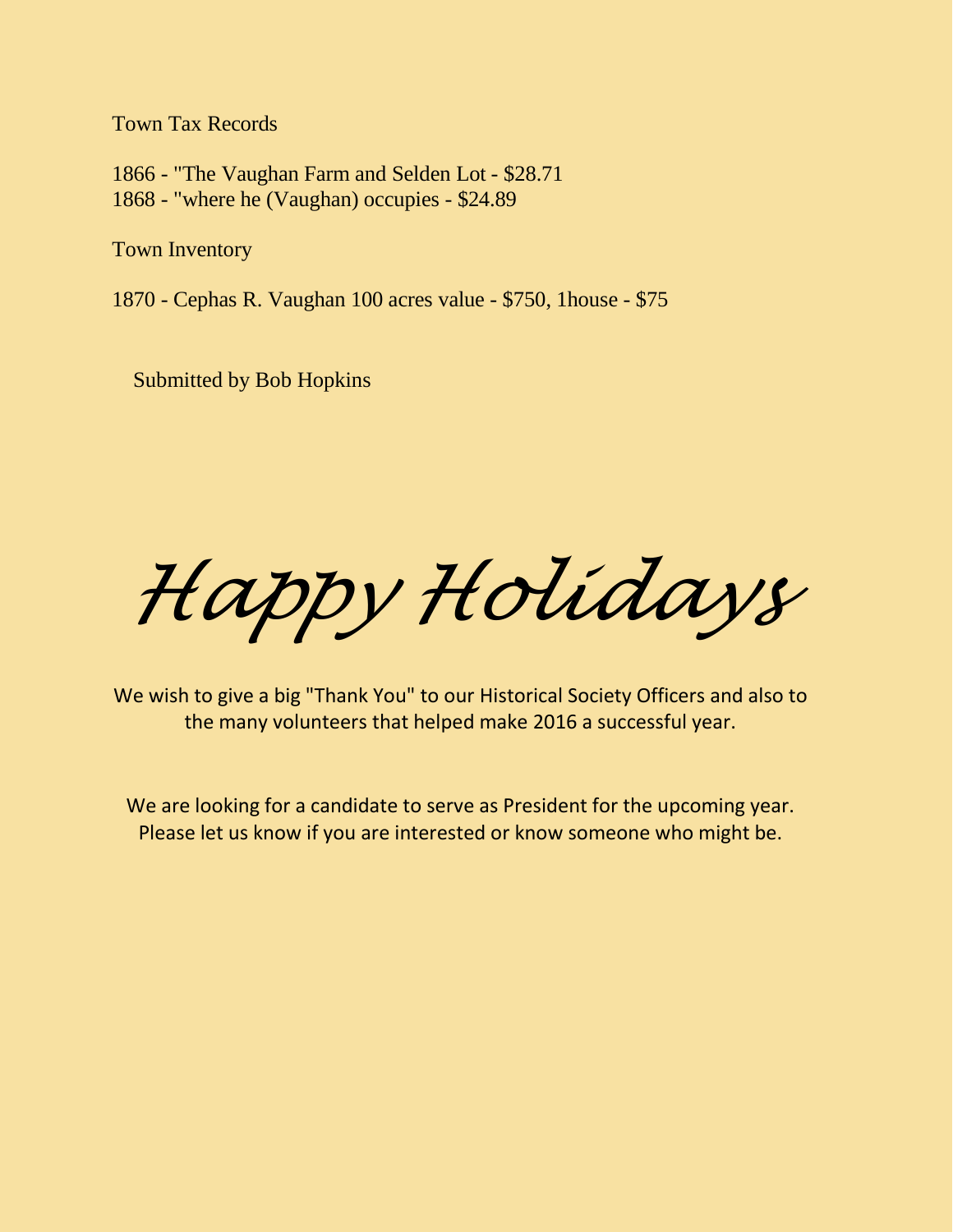Town Tax Records

1866 - "The Vaughan Farm and Selden Lot - $28.71
1868 - "where he (Vaughan) occupies - $24.89

Town Inventory

1870 - Cephas R. Vaughan 100 acres value - $750, 1house - $75

Submitted by Bob Hopkins

# *Happy Holidays*

We wish to give a big "Thank You" to our Historical Society Officers and also to the many volunteers that helped make 2016 a successful year.

We are looking for a candidate to serve as President for the upcoming year. Please let us know if you are interested or know someone who might be.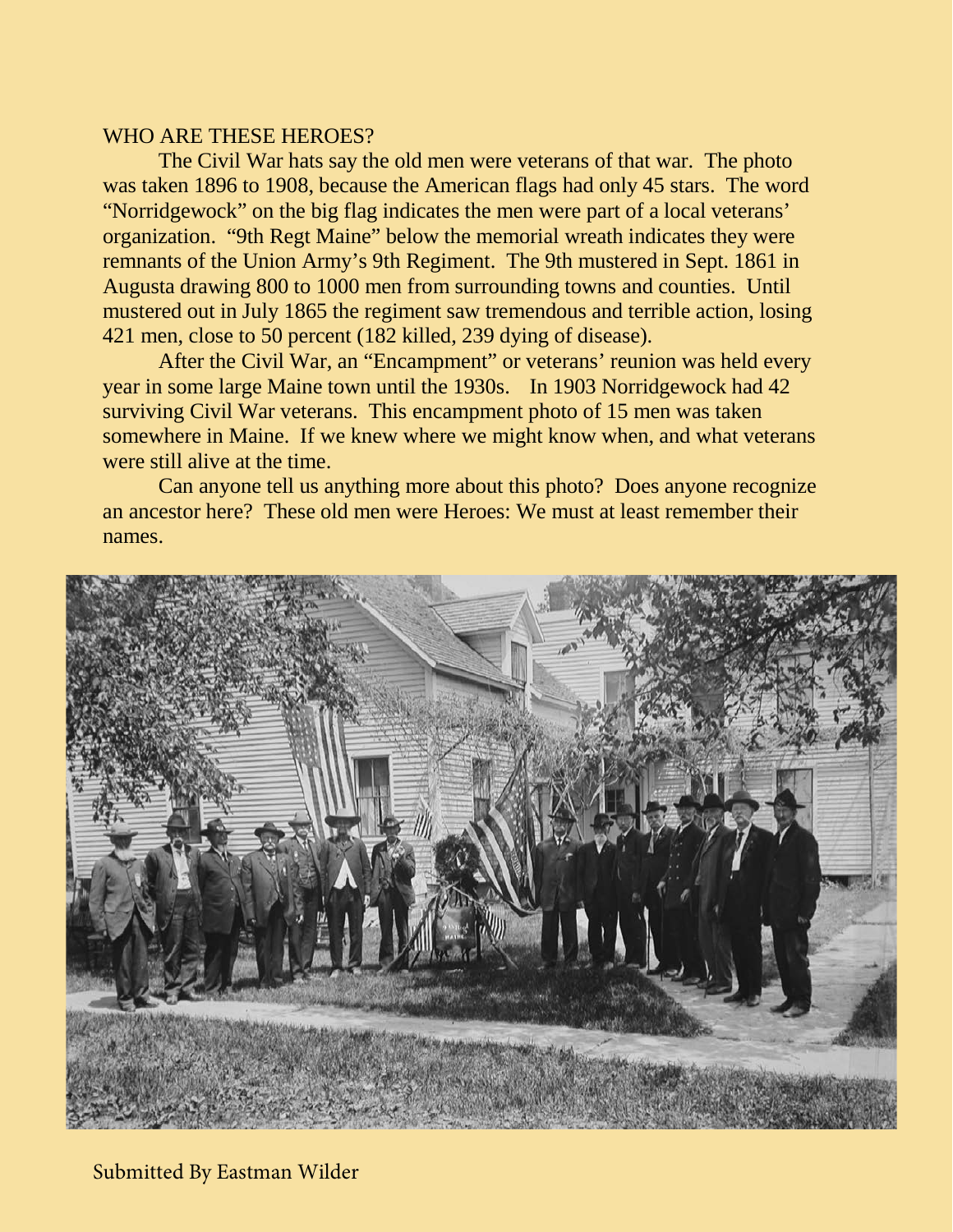## WHO ARE THESE HEROES?

The Civil War hats say the old men were veterans of that war. The photo was taken 1896 to 1908, because the American flags had only 45 stars. The word "Norridgewock" on the big flag indicates the men were part of a local veterans' organization. "9th Regt Maine" below the memorial wreath indicates they were remnants of the Union Army's 9th Regiment. The 9th mustered in Sept. 1861 in Augusta drawing 800 to 1000 men from surrounding towns and counties. Until mustered out in July 1865 the regiment saw tremendous and terrible action, losing 421 men, close to 50 percent (182 killed, 239 dying of disease).

After the Civil War, an "Encampment" or veterans' reunion was held every year in some large Maine town until the 1930s. In 1903 Norridgewock had 42 surviving Civil War veterans. This encampment photo of 15 men was taken somewhere in Maine. If we knew where we might know when, and what veterans were still alive at the time.

Can anyone tell us anything more about this photo? Does anyone recognize an ancestor here? These old men were Heroes: We must at least remember their names.

Submitted By Eastman Wilder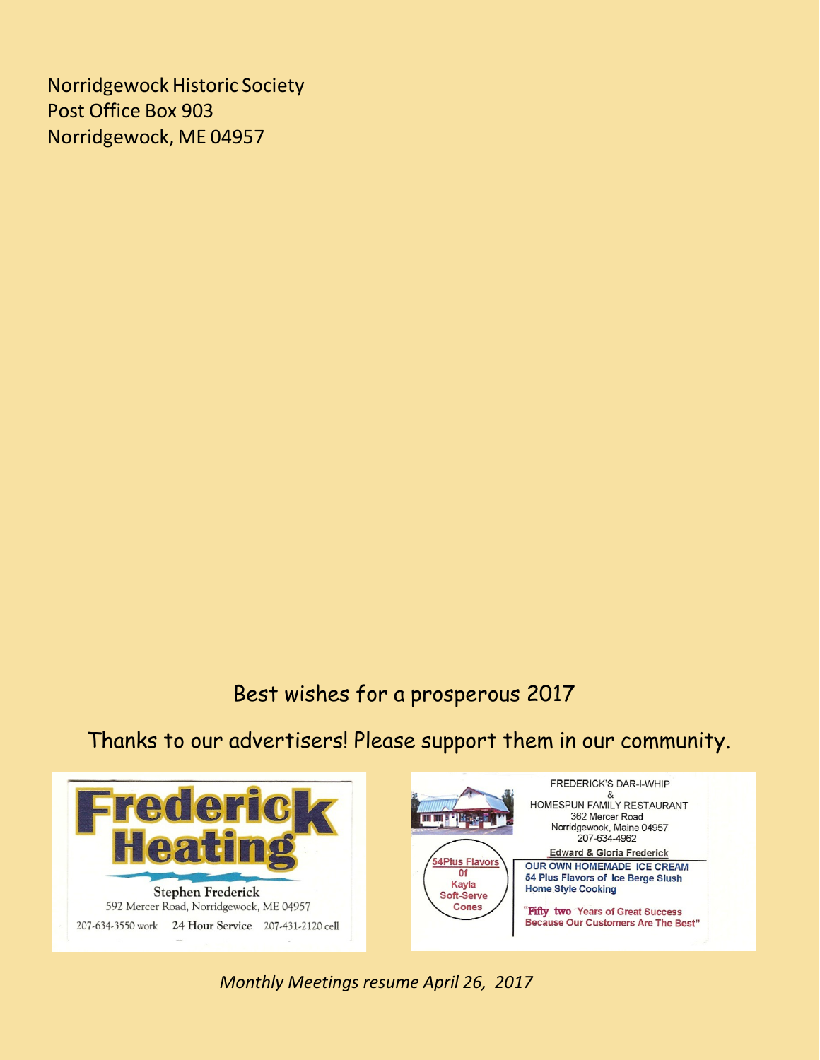Norridgewock Historic Society
Post Office Box 903
Norridgewock, ME 04957

Best wishes for a prosperous 2017

Thanks to our advertisers! Please support them in our community.

**Frederick Heating**

Stephen Frederick
592 Mercer Road, Norridgewock, ME 04957
207-634-3550 work   24 Hour Service   207-431-2120 cell

FREDERICK'S DAR-I-WHIP
&
HOMESPUN FAMILY RESTAURANT
362 Mercer Road
Norridgewock, Maine 04957
207-634-4962

Edward & Gloria Frederick

54Plus Flavors Of Kayla Soft-Serve Cones

OUR OWN HOMEMADE ICE CREAM
54 Plus Flavors of Ice Berge Slush
Home Style Cooking

"Fifty two Years of Great Success Because Our Customers Are The Best"

*Monthly Meetings resume April 26, 2017*